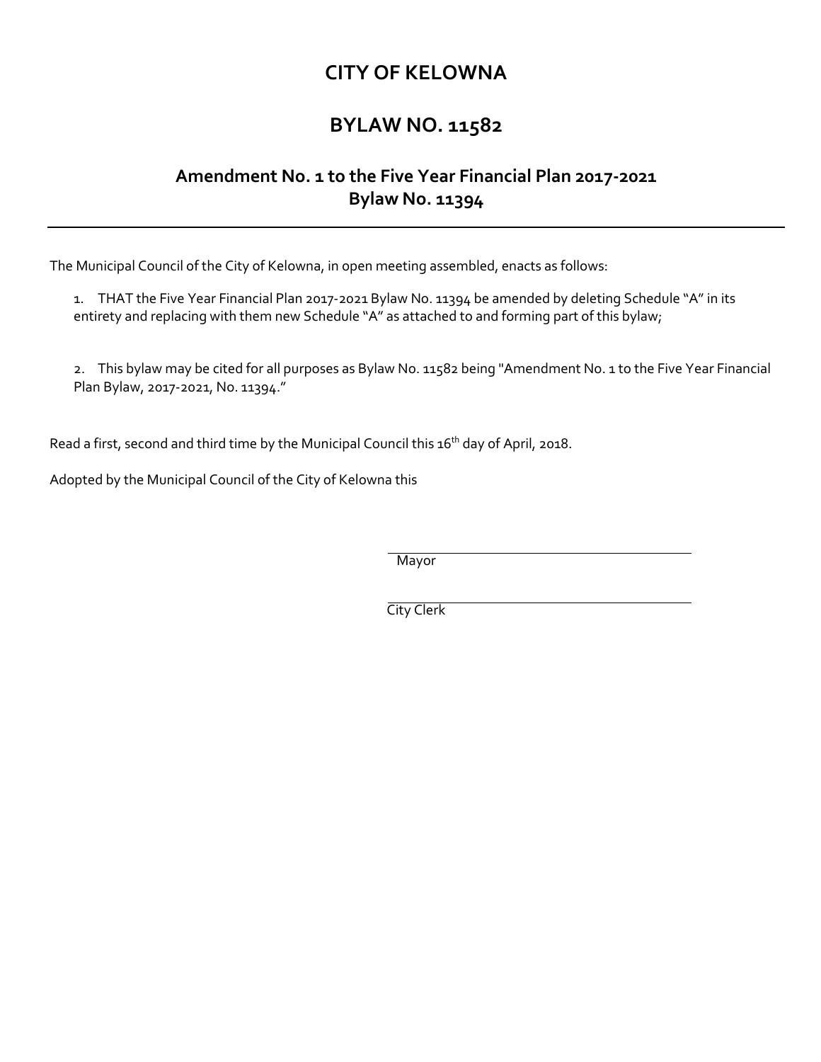# CITY OF KELOWNA

## BYLAW NO. 11582

### Amendment No. 1 to the Five Year Financial Plan 2017-2021 Bylaw No. 11394

---

The Municipal Council of the City of Kelowna, in open meeting assembled, enacts as follows:

1. THAT the Five Year Financial Plan 2017-2021 Bylaw No. 11394 be amended by deleting Schedule "A" in its entirety and replacing with them new Schedule "A" as attached to and forming part of this bylaw;

2. This bylaw may be cited for all purposes as Bylaw No. 11582 being "Amendment No. 1 to the Five Year Financial Plan Bylaw, 2017-2021, No. 11394."

Read a first, second and third time by the Municipal Council this 16th day of April, 2018.

Adopted by the Municipal Council of the City of Kelowna this

Mayor

City Clerk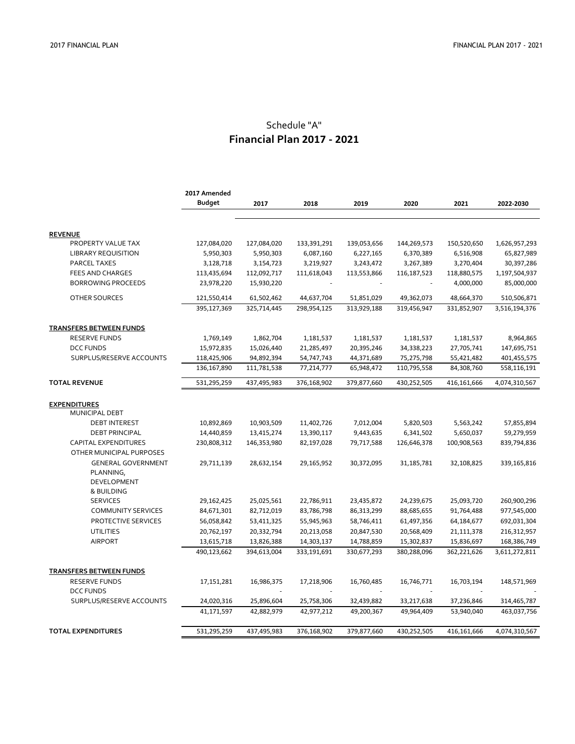Schedule "A"

**Financial Plan 2017 - 2021**

| | 2017 Amended Budget | 2017 | 2018 | 2019 | 2020 | 2021 | 2022-2030 |
|---|---|---|---|---|---|---|---|
| **REVENUE** | | | | | | | |
| PROPERTY VALUE TAX | 127,084,020 | 127,084,020 | 133,391,291 | 139,053,656 | 144,269,573 | 150,520,650 | 1,626,957,293 |
| LIBRARY REQUISITION | 5,950,303 | 5,950,303 | 6,087,160 | 6,227,165 | 6,370,389 | 6,516,908 | 65,827,989 |
| PARCEL TAXES | 3,128,718 | 3,154,723 | 3,219,927 | 3,243,472 | 3,267,389 | 3,270,404 | 30,397,286 |
| FEES AND CHARGES | 113,435,694 | 112,092,717 | 111,618,043 | 113,553,866 | 116,187,523 | 118,880,575 | 1,197,504,937 |
| BORROWING PROCEEDS | 23,978,220 | 15,930,220 | - | - | - | 4,000,000 | 85,000,000 |
| OTHER SOURCES | 121,550,414 | 61,502,462 | 44,637,704 | 51,851,029 | 49,362,073 | 48,664,370 | 510,506,871 |
| | 395,127,369 | 325,714,445 | 298,954,125 | 313,929,188 | 319,456,947 | 331,852,907 | 3,516,194,376 |
| **TRANSFERS BETWEEN FUNDS** | | | | | | | |
| RESERVE FUNDS | 1,769,149 | 1,862,704 | 1,181,537 | 1,181,537 | 1,181,537 | 1,181,537 | 8,964,865 |
| DCC FUNDS | 15,972,835 | 15,026,440 | 21,285,497 | 20,395,246 | 34,338,223 | 27,705,741 | 147,695,751 |
| SURPLUS/RESERVE ACCOUNTS | 118,425,906 | 94,892,394 | 54,747,743 | 44,371,689 | 75,275,798 | 55,421,482 | 401,455,575 |
| | 136,167,890 | 111,781,538 | 77,214,777 | 65,948,472 | 110,795,558 | 84,308,760 | 558,116,191 |
| **TOTAL REVENUE** | 531,295,259 | 437,495,983 | 376,168,902 | 379,877,660 | 430,252,505 | 416,161,666 | 4,074,310,567 |
| **EXPENDITURES** | | | | | | | |
| MUNICIPAL DEBT | | | | | | | |
| DEBT INTEREST | 10,892,869 | 10,903,509 | 11,402,726 | 7,012,004 | 5,820,503 | 5,563,242 | 57,855,894 |
| DEBT PRINCIPAL | 14,440,859 | 13,415,274 | 13,390,117 | 9,443,635 | 6,341,502 | 5,650,037 | 59,279,959 |
| CAPITAL EXPENDITURES | 230,808,312 | 146,353,980 | 82,197,028 | 79,717,588 | 126,646,378 | 100,908,563 | 839,794,836 |
| OTHER MUNICIPAL PURPOSES | | | | | | | |
| GENERAL GOVERNMENT | 29,711,139 | 28,632,154 | 29,165,952 | 30,372,095 | 31,185,781 | 32,108,825 | 339,165,816 |
| PLANNING, DEVELOPMENT & BUILDING SERVICES | 29,162,425 | 25,025,561 | 22,786,911 | 23,435,872 | 24,239,675 | 25,093,720 | 260,900,296 |
| COMMUNITY SERVICES | 84,671,301 | 82,712,019 | 83,786,798 | 86,313,299 | 88,685,655 | 91,764,488 | 977,545,000 |
| PROTECTIVE SERVICES | 56,058,842 | 53,411,325 | 55,945,963 | 58,746,411 | 61,497,356 | 64,184,677 | 692,031,304 |
| UTILITIES | 20,762,197 | 20,332,794 | 20,213,058 | 20,847,530 | 20,568,409 | 21,111,378 | 216,312,957 |
| AIRPORT | 13,615,718 | 13,826,388 | 14,303,137 | 14,788,859 | 15,302,837 | 15,836,697 | 168,386,749 |
| | 490,123,662 | 394,613,004 | 333,191,691 | 330,677,293 | 380,288,096 | 362,221,626 | 3,611,272,811 |
| **TRANSFERS BETWEEN FUNDS** | | | | | | | |
| RESERVE FUNDS | 17,151,281 | 16,986,375 | 17,218,906 | 16,760,485 | 16,746,771 | 16,703,194 | 148,571,969 |
| DCC FUNDS | | - | - | - | - | - | - |
| SURPLUS/RESERVE ACCOUNTS | 24,020,316 | 25,896,604 | 25,758,306 | 32,439,882 | 33,217,638 | 37,236,846 | 314,465,787 |
| | 41,171,597 | 42,882,979 | 42,977,212 | 49,200,367 | 49,964,409 | 53,940,040 | 463,037,756 |
| **TOTAL EXPENDITURES** | 531,295,259 | 437,495,983 | 376,168,902 | 379,877,660 | 430,252,505 | 416,161,666 | 4,074,310,567 |